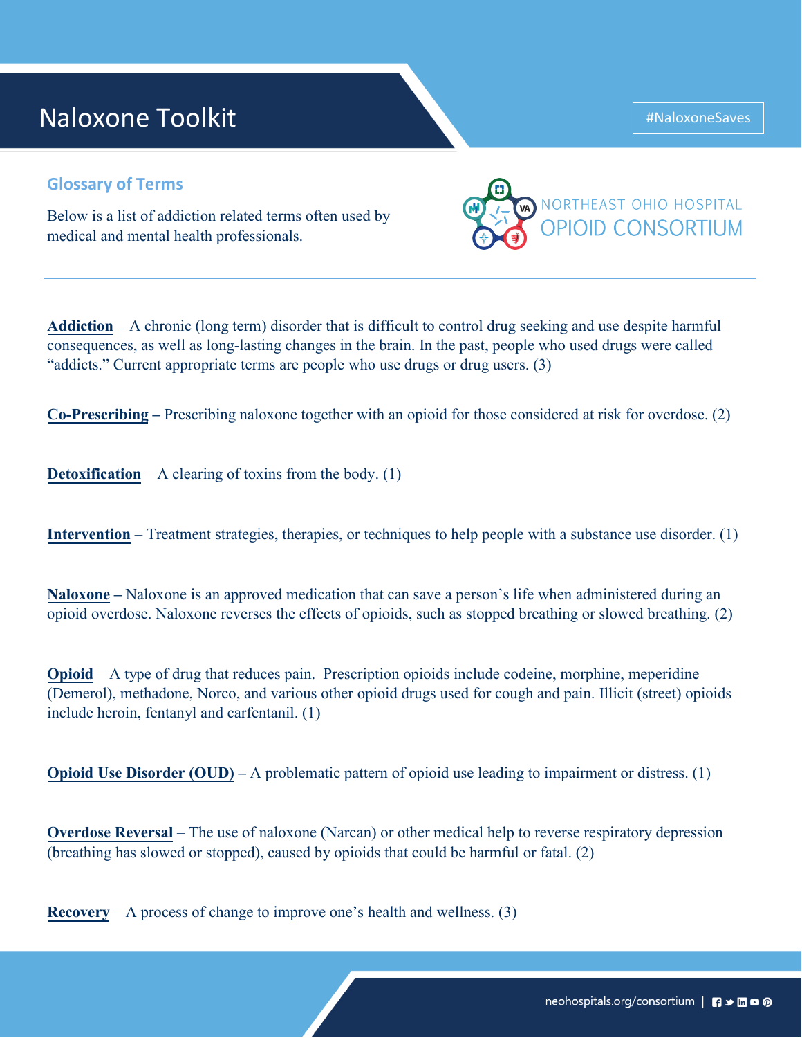# Naloxone Toolkit

#NaloxoneSaves

NORTHEAST OHIO HOSPITAL OPIOID CONSORTIUM

## Glossary of Terms

Below is a list of addiction related terms often used by medical and mental health professionals.

**Addiction** – A chronic (long term) disorder that is difficult to control drug seeking and use despite harmful consequences, as well as long-lasting changes in the brain. In the past, people who used drugs were called "addicts." Current appropriate terms are people who use drugs or drug users. (3)

**Co-Prescribing** – Prescribing naloxone together with an opioid for those considered at risk for overdose. (2)

**Detoxification** – A clearing of toxins from the body. (1)

**Intervention** – Treatment strategies, therapies, or techniques to help people with a substance use disorder. (1)

**Naloxone** – Naloxone is an approved medication that can save a person's life when administered during an opioid overdose. Naloxone reverses the effects of opioids, such as stopped breathing or slowed breathing. (2)

**Opioid** – A type of drug that reduces pain. Prescription opioids include codeine, morphine, meperidine (Demerol), methadone, Norco, and various other opioid drugs used for cough and pain. Illicit (street) opioids include heroin, fentanyl and carfentanil. (1)

**Opioid Use Disorder (OUD)** – A problematic pattern of opioid use leading to impairment or distress. (1)

**Overdose Reversal** – The use of naloxone (Narcan) or other medical help to reverse respiratory depression (breathing has slowed or stopped), caused by opioids that could be harmful or fatal. (2)

**Recovery** – A process of change to improve one's health and wellness. (3)

neohospitals.org/consortium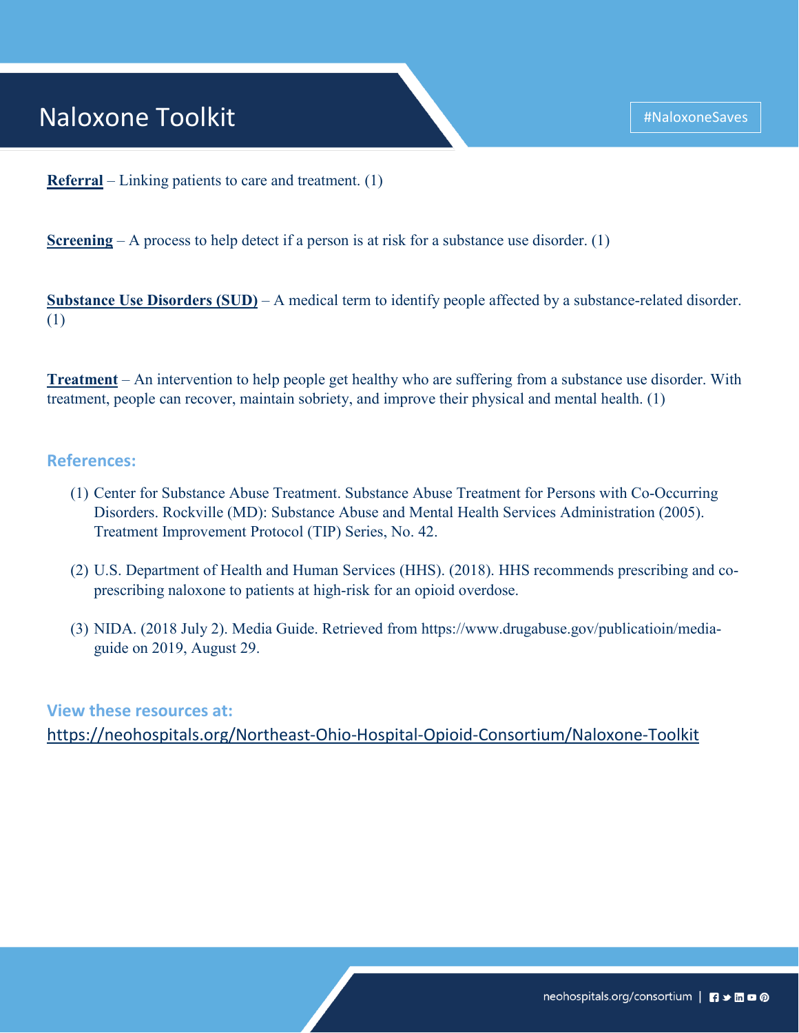**Referral** – Linking patients to care and treatment. (1)

**Screening** – A process to help detect if a person is at risk for a substance use disorder. (1)

**Substance Use Disorders (SUD)** – A medical term to identify people affected by a substance-related disorder. (1)

**Treatment** – An intervention to help people get healthy who are suffering from a substance use disorder. With treatment, people can recover, maintain sobriety, and improve their physical and mental health. (1)

### References:

(1) Center for Substance Abuse Treatment. Substance Abuse Treatment for Persons with Co-Occurring Disorders. Rockville (MD): Substance Abuse and Mental Health Services Administration (2005). Treatment Improvement Protocol (TIP) Series, No. 42.

(2) U.S. Department of Health and Human Services (HHS). (2018). HHS recommends prescribing and co-prescribing naloxone to patients at high-risk for an opioid overdose.

(3) NIDA. (2018 July 2). Media Guide. Retrieved from https://www.drugabuse.gov/publicatioin/media-guide on 2019, August 29.

### View these resources at:

https://neohospitals.org/Northeast-Ohio-Hospital-Opioid-Consortium/Naloxone-Toolkit